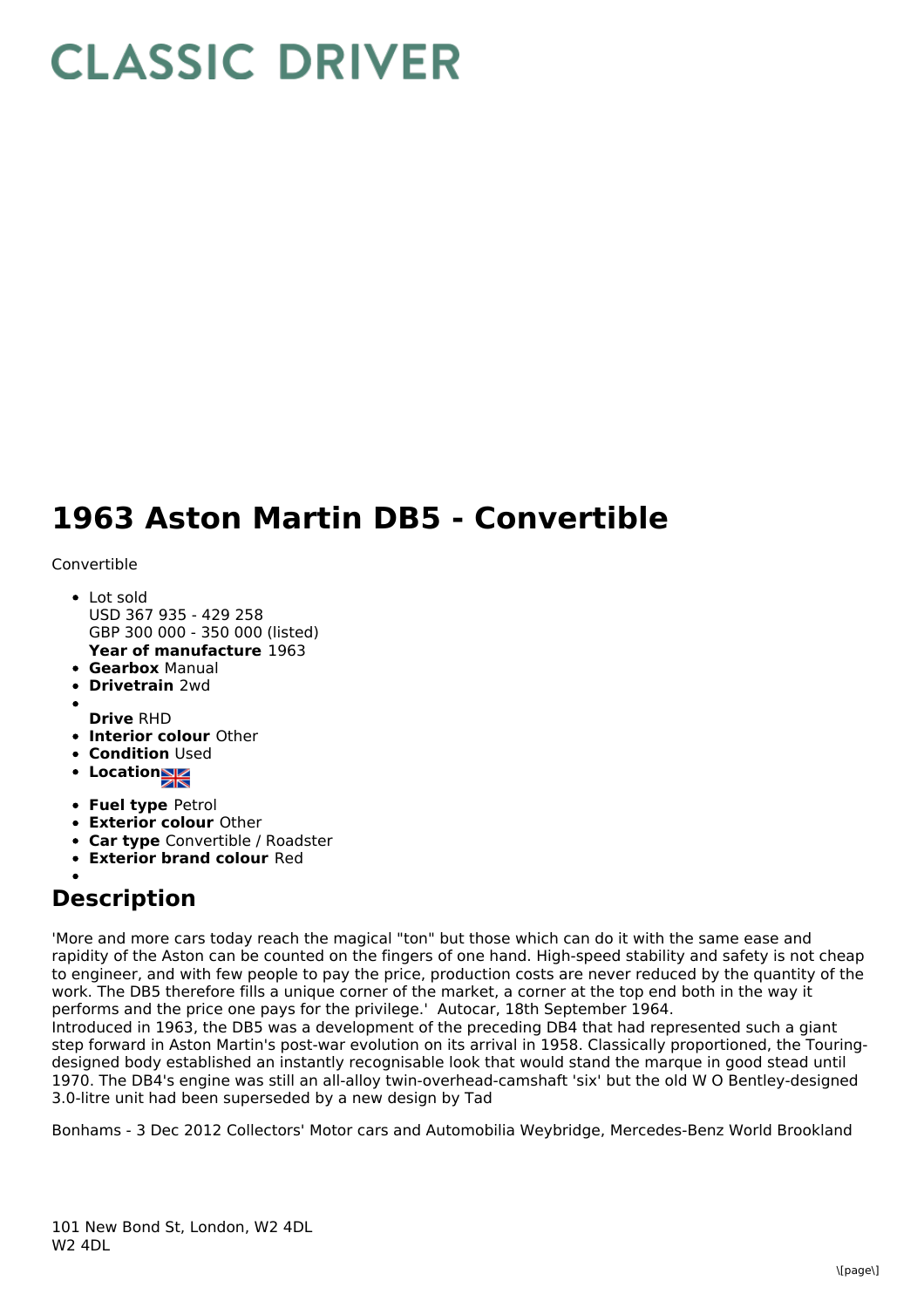# CLASSIC DRIVER

# 1963 Aston Martin DB5 - Convertible

Convertible

- Lot sold
  USD 367 935 - 429 258
  GBP 300 000 - 350 000 (listed)
  **Year of manufacture** 1963
- **Gearbox** Manual
- **Drivetrain** 2wd
- 
  **Drive** RHD
- **Interior colour** Other
- **Condition** Used
- **Location**
- **Fuel type** Petrol
- **Exterior colour** Other
- **Car type** Convertible / Roadster
- **Exterior brand colour** Red
- 

## Description

'More and more cars today reach the magical "ton" but those which can do it with the same ease and rapidity of the Aston can be counted on the fingers of one hand. High-speed stability and safety is not cheap to engineer, and with few people to pay the price, production costs are never reduced by the quantity of the work. The DB5 therefore fills a unique corner of the market, a corner at the top end both in the way it performs and the price one pays for the privilege.' Autocar, 18th September 1964.
Introduced in 1963, the DB5 was a development of the preceding DB4 that had represented such a giant step forward in Aston Martin's post-war evolution on its arrival in 1958. Classically proportioned, the Touring-designed body established an instantly recognisable look that would stand the marque in good stead until 1970. The DB4's engine was still an all-alloy twin-overhead-camshaft 'six' but the old W O Bentley-designed 3.0-litre unit had been superseded by a new design by Tad

Bonhams - 3 Dec 2012 Collectors' Motor cars and Automobilia Weybridge, Mercedes-Benz World Brookland

101 New Bond St, London, W2 4DL
W2 4DL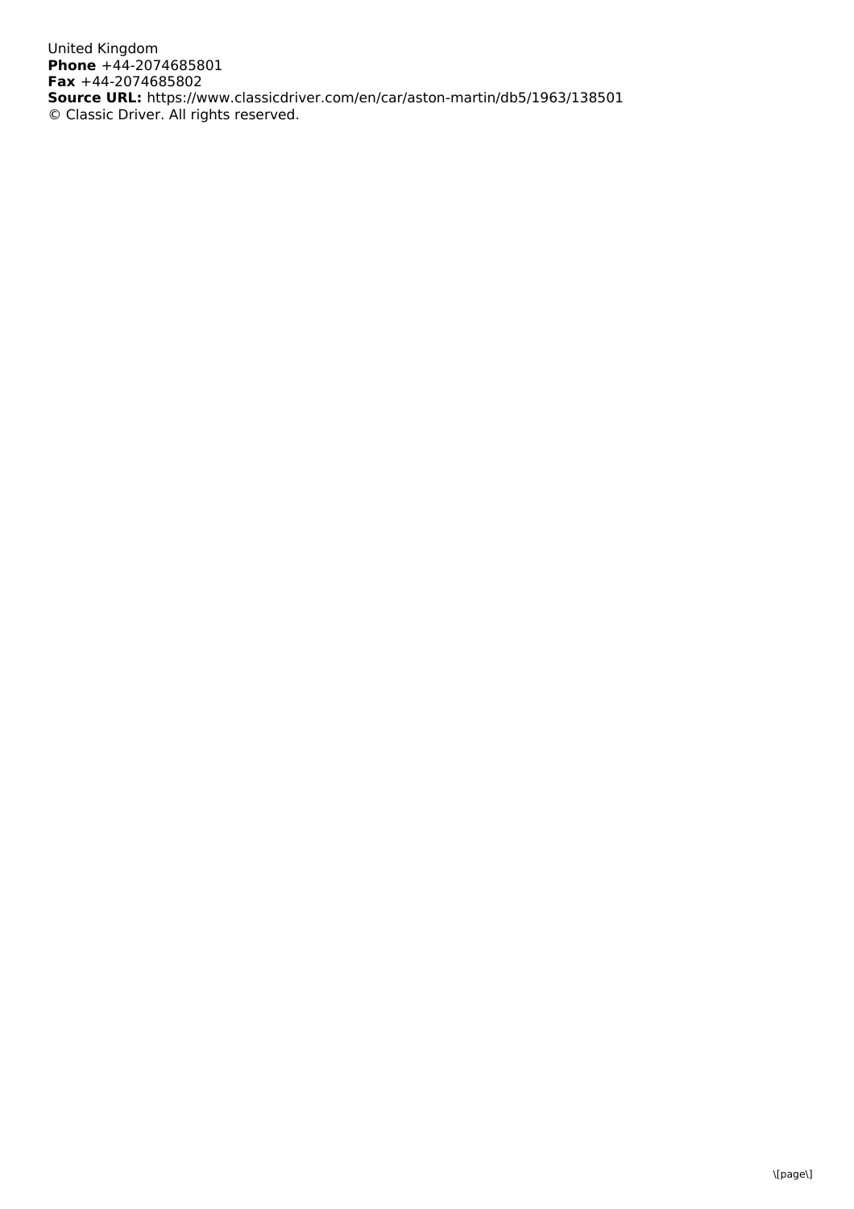United Kingdom
**Phone** +44-2074685801
**Fax** +44-2074685802
**Source URL:** https://www.classicdriver.com/en/car/aston-martin/db5/1963/138501
© Classic Driver. All rights reserved.